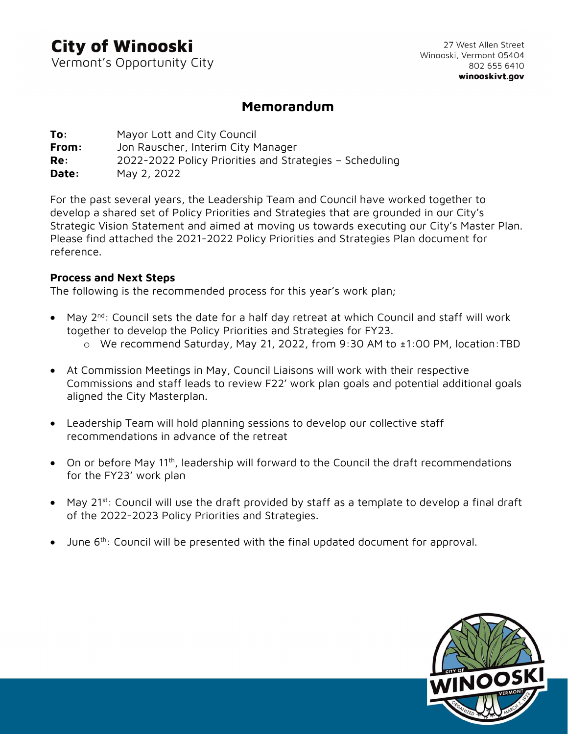# City of Winooski

Vermont's Opportunity City

27 West Allen Street
Winooski, Vermont 05404
802 655 6410
**winooskivt.gov**

## Memorandum

**To:** Mayor Lott and City Council
**From:** Jon Rauscher, Interim City Manager
**Re:** 2022-2022 Policy Priorities and Strategies – Scheduling
**Date:** May 2, 2022

For the past several years, the Leadership Team and Council have worked together to develop a shared set of Policy Priorities and Strategies that are grounded in our City's Strategic Vision Statement and aimed at moving us towards executing our City's Master Plan. Please find attached the 2021-2022 Policy Priorities and Strategies Plan document for reference.

### Process and Next Steps

The following is the recommended process for this year's work plan;

- May 2nd: Council sets the date for a half day retreat at which Council and staff will work together to develop the Policy Priorities and Strategies for FY23.
    - We recommend Saturday, May 21, 2022, from 9:30 AM to ±1:00 PM, location:TBD
- At Commission Meetings in May, Council Liaisons will work with their respective Commissions and staff leads to review F22' work plan goals and potential additional goals aligned the City Masterplan.
- Leadership Team will hold planning sessions to develop our collective staff recommendations in advance of the retreat
- On or before May 11th, leadership will forward to the Council the draft recommendations for the FY23' work plan
- May 21st: Council will use the draft provided by staff as a template to develop a final draft of the 2022-2023 Policy Priorities and Strategies.
- June 6th: Council will be presented with the final updated document for approval.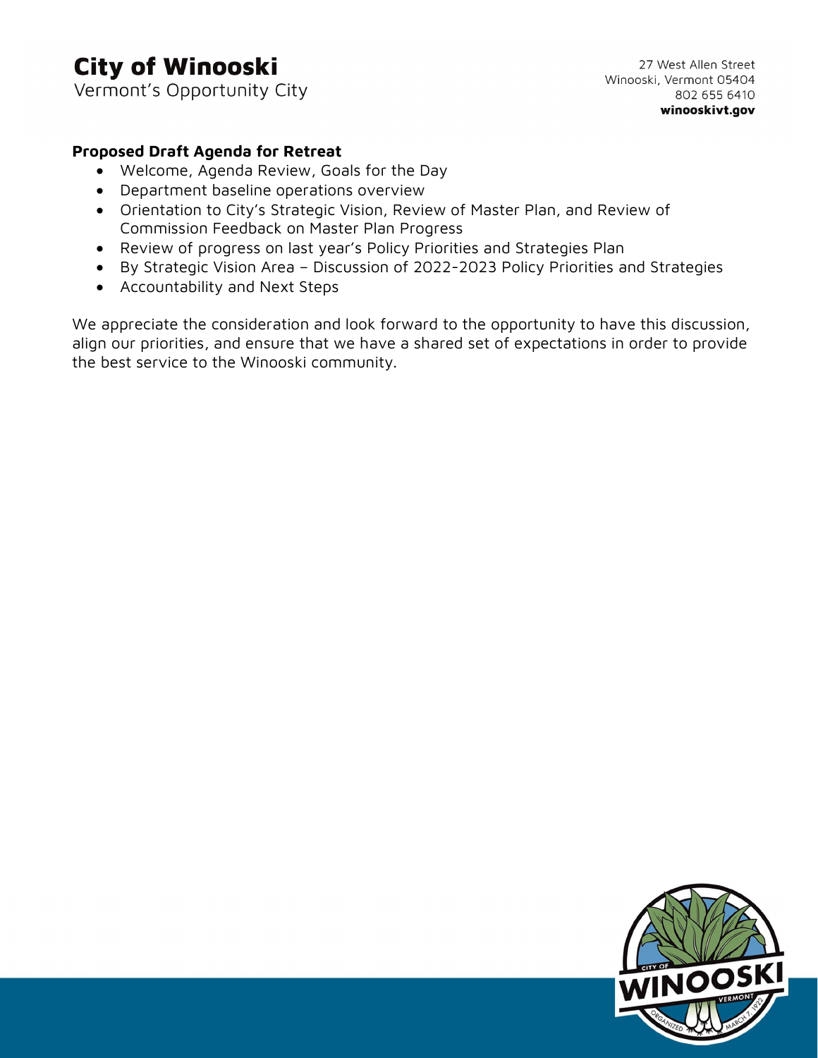**Proposed Draft Agenda for Retreat**

- Welcome, Agenda Review, Goals for the Day
- Department baseline operations overview
- Orientation to City's Strategic Vision, Review of Master Plan, and Review of Commission Feedback on Master Plan Progress
- Review of progress on last year's Policy Priorities and Strategies Plan
- By Strategic Vision Area – Discussion of 2022-2023 Policy Priorities and Strategies
- Accountability and Next Steps

We appreciate the consideration and look forward to the opportunity to have this discussion, align our priorities, and ensure that we have a shared set of expectations in order to provide the best service to the Winooski community.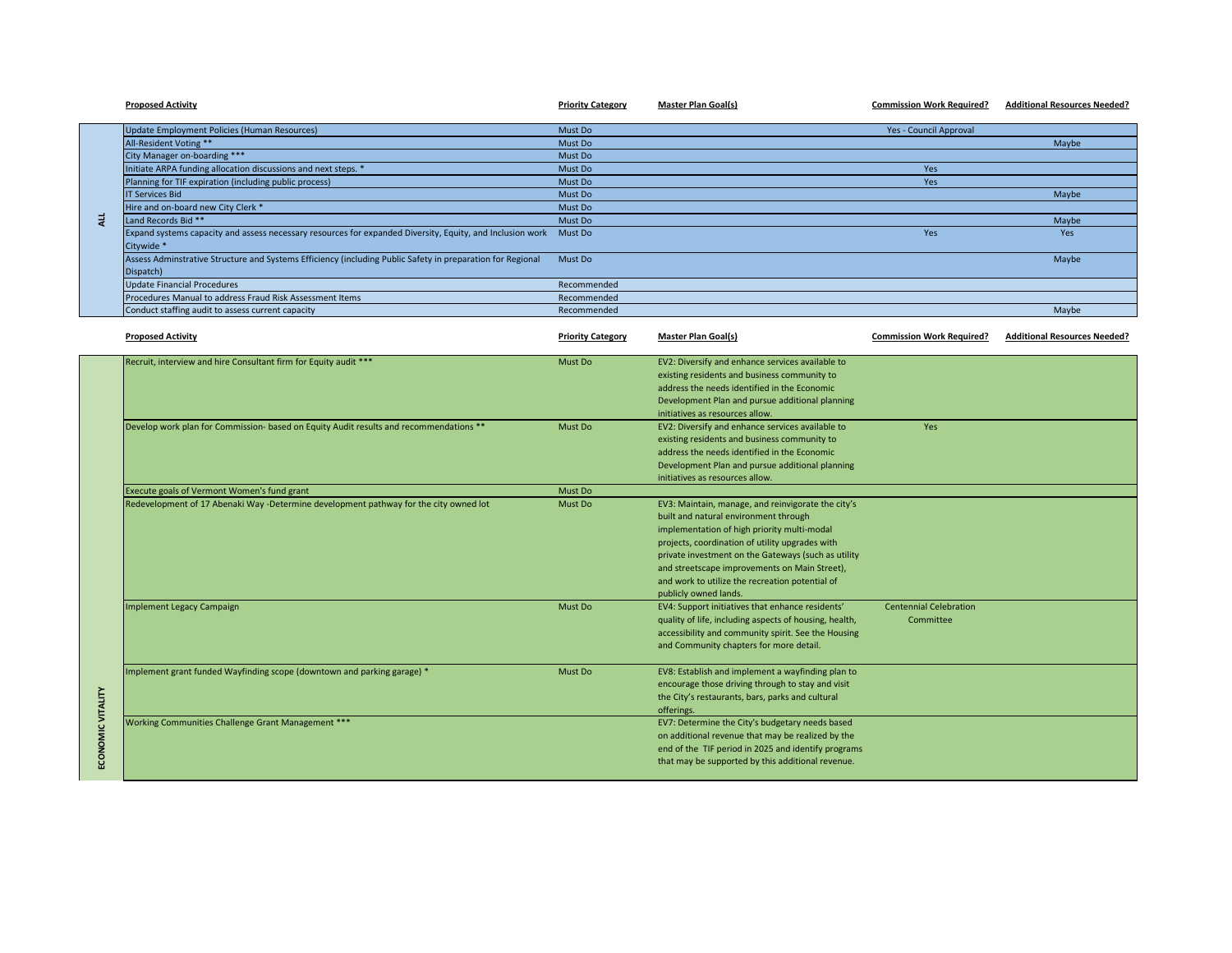**ALL**

| Proposed Activity | Priority Category | Master Plan Goal(s) | Commission Work Required? | Additional Resources Needed? |
|---|---|---|---|---|
| Update Employment Policies (Human Resources) | Must Do | | Yes - Council Approval | |
| All-Resident Voting ** | Must Do | | | Maybe |
| City Manager on-boarding *** | Must Do | | | |
| Initiate ARPA funding allocation discussions and next steps. * | Must Do | | Yes | |
| Planning for TIF expiration (including public process) | Must Do | | Yes | |
| IT Services Bid | Must Do | | | Maybe |
| Hire and on-board new City Clerk * | Must Do | | | |
| Land Records Bid ** | Must Do | | | Maybe |
| Expand systems capacity and assess necessary resources for expanded Diversity, Equity, and Inclusion work Citywide * | Must Do | | Yes | Yes |
| Assess Adminstrative Structure and Systems Efficiency (including Public Safety in preparation for Regional Dispatch) | Must Do | | | Maybe |
| Update Financial Procedures | Recommended | | | |
| Procedures Manual to address Fraud Risk Assessment Items | Recommended | | | |
| Conduct staffing audit to assess current capacity | Recommended | | | Maybe |

**ECONOMIC VITALITY**

| Proposed Activity | Priority Category | Master Plan Goal(s) | Commission Work Required? | Additional Resources Needed? |
|---|---|---|---|---|
| Recruit, interview and hire Consultant firm for Equity audit *** | Must Do | EV2: Diversify and enhance services available to existing residents and business community to address the needs identified in the Economic Development Plan and pursue additional planning initiatives as resources allow. | | |
| Develop work plan for Commission- based on Equity Audit results and recommendations ** | Must Do | EV2: Diversify and enhance services available to existing residents and business community to address the needs identified in the Economic Development Plan and pursue additional planning initiatives as resources allow. | Yes | |
| Execute goals of Vermont Women's fund grant | Must Do | | | |
| Redevelopment of 17 Abenaki Way -Determine development pathway for the city owned lot | Must Do | EV3: Maintain, manage, and reinvigorate the city's built and natural environment through implementation of high priority multi-modal projects, coordination of utility upgrades with private investment on the Gateways (such as utility and streetscape improvements on Main Street), and work to utilize the recreation potential of publicly owned lands. | | |
| Implement Legacy Campaign | Must Do | EV4: Support initiatives that enhance residents' quality of life, including aspects of housing, health, accessibility and community spirit. See the Housing and Community chapters for more detail. | Centennial Celebration Committee | |
| Implement grant funded Wayfinding scope (downtown and parking garage) * | Must Do | EV8: Establish and implement a wayfinding plan to encourage those driving through to stay and visit the City's restaurants, bars, parks and cultural offerings. | | |
| Working Communities Challenge Grant Management *** | | EV7: Determine the City's budgetary needs based on additional revenue that may be realized by the end of the TIF period in 2025 and identify programs that may be supported by this additional revenue. | | |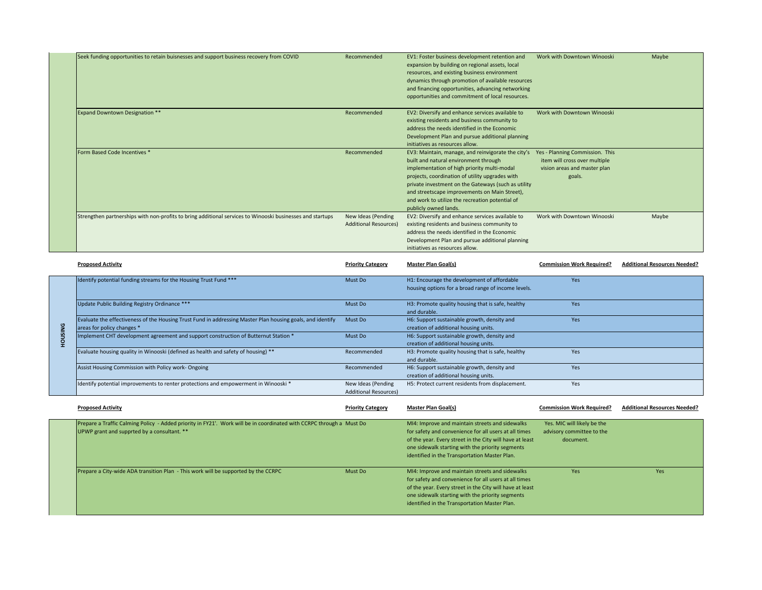| | Proposed Activity | Priority Category | Master Plan Goal(s) | Commission Work Required? | Additional Resources Needed? |
|---|---|---|---|---|---|
| | Seek funding opportunities to retain buisnesses and support business recovery from COVID | Recommended | EV1: Foster business development retention and expansion by building on regional assets, local resources, and existing business environment dynamics through promotion of available resources and financing opportunities, advancing networking opportunities and commitment of local resources. | Work with Downtown Winooski | Maybe |
| | Expand Downtown Designation ** | Recommended | EV2: Diversify and enhance services available to existing residents and business community to address the needs identified in the Economic Development Plan and pursue additional planning initiatives as resources allow. | Work with Downtown Winooski | |
| | Form Based Code Incentives * | Recommended | EV3: Maintain, manage, and reinvigorate the city's built and natural environment through implementation of high priority multi-modal projects, coordination of utility upgrades with private investment on the Gateways (such as utility and streetscape improvements on Main Street), and work to utilize the recreation potential of publicly owned lands. | Yes - Planning Commission. This item will cross over multiple vision areas and master plan goals. | |
| | Strengthen partnerships with non-profits to bring additional services to Winooski businesses and startups | New Ideas (Pending Additional Resources) | EV2: Diversify and enhance services available to existing residents and business community to address the needs identified in the Economic Development Plan and pursue additional planning initiatives as resources allow. | Work with Downtown Winooski | Maybe |

| | Proposed Activity | Priority Category | Master Plan Goal(s) | Commission Work Required? | Additional Resources Needed? |
|---|---|---|---|---|---|
| HOUSING | Identify potential funding streams for the Housing Trust Fund *** | Must Do | H1: Encourage the development of affordable housing options for a broad range of income levels. | Yes | |
| | Update Public Building Registry Ordinance *** | Must Do | H3: Promote quality housing that is safe, healthy and durable. | Yes | |
| | Evaluate the effectiveness of the Housing Trust Fund in addressing Master Plan housing goals, and identify areas for policy changes * | Must Do | H6: Support sustainable growth, density and creation of additional housing units. | Yes | |
| | Implement CHT development agreement and support construction of Butternut Station * | Must Do | H6: Support sustainable growth, density and creation of additional housing units. | | |
| | Evaluate housing quality in Winooski (defined as health and safety of housing) ** | Recommended | H3: Promote quality housing that is safe, healthy and durable. | Yes | |
| | Assist Housing Commission with Policy work- Ongoing | Recommended | H6: Support sustainable growth, density and creation of additional housing units. | Yes | |
| | Identify potential improvements to renter protections and empowerment in Winooski * | New Ideas (Pending Additional Resources) | H5: Protect current residents from displacement. | Yes | |

| | Proposed Activity | Priority Category | Master Plan Goal(s) | Commission Work Required? | Additional Resources Needed? |
|---|---|---|---|---|---|
| | Prepare a Traffic Calming Policy - Added priority in FY21'. Work will be in coordinated with CCRPC through a UPWP grant and supprted by a consultant. ** | Must Do | MI4: Improve and maintain streets and sidewalks for safety and convenience for all users at all times of the year. Every street in the City will have at least one sidewalk starting with the priority segments identified in the Transportation Master Plan. | Yes. MIC will likely be the advisory committee to the document. | |
| | Prepare a City-wide ADA transition Plan - This work will be supported by the CCRPC | Must Do | MI4: Improve and maintain streets and sidewalks for safety and convenience for all users at all times of the year. Every street in the City will have at least one sidewalk starting with the priority segments identified in the Transportation Master Plan. | Yes | Yes |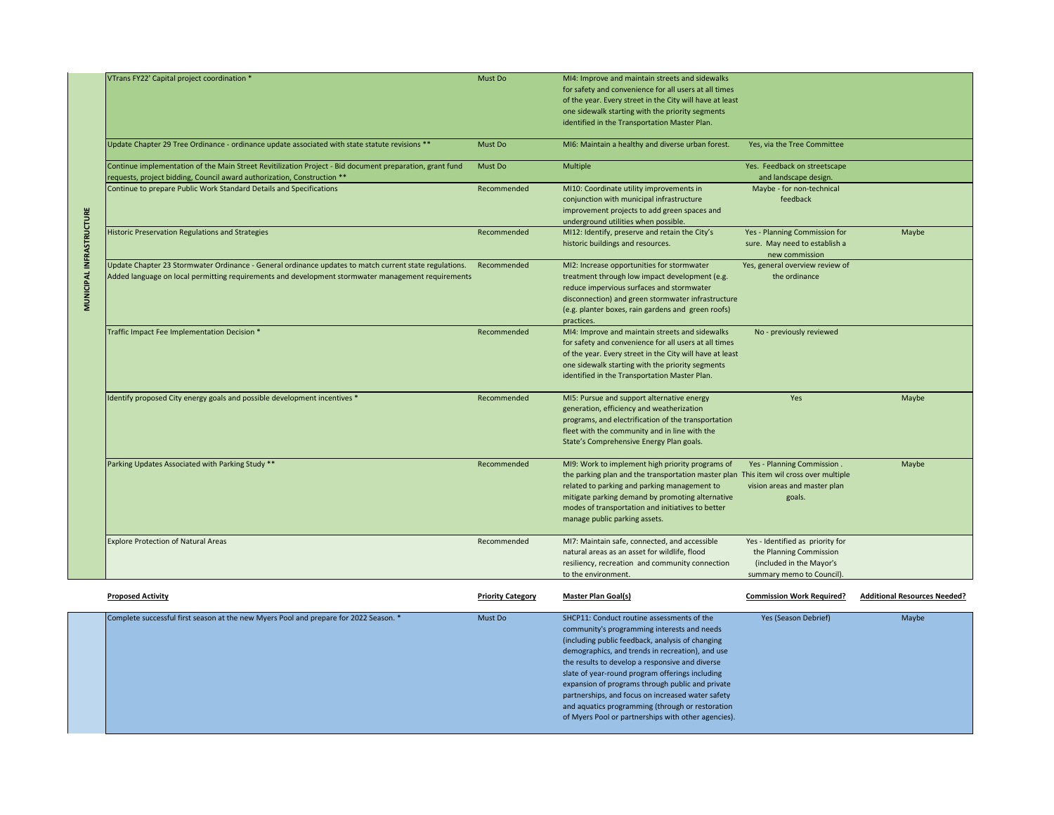| MUNICIPAL INFRASTRUCTURE | | | | | |
|---|---|---|---|---|---|
| | VTrans FY22' Capital project coordination * | Must Do | MI4: Improve and maintain streets and sidewalks for safety and convenience for all users at all times of the year. Every street in the City will have at least one sidewalk starting with the priority segments identified in the Transportation Master Plan. | | |
| | Update Chapter 29 Tree Ordinance - ordinance update associated with state statute revisions ** | Must Do | MI6: Maintain a healthy and diverse urban forest. | Yes, via the Tree Committee | |
| | Continue implementation of the Main Street Revitilization Project - Bid document preparation, grant fund requests, project bidding, Council award authorization, Construction ** | Must Do | Multiple | Yes. Feedback on streetscape and landscape design. | |
| | Continue to prepare Public Work Standard Details and Specifications | Recommended | MI10: Coordinate utility improvements in conjunction with municipal infrastructure improvement projects to add green spaces and underground utilities when possible. | Maybe - for non-technical feedback | |
| | Historic Preservation Regulations and Strategies | Recommended | MI12: Identify, preserve and retain the City's historic buildings and resources. | Yes - Planning Commission for sure. May need to establish a new commission | Maybe |
| | Update Chapter 23 Stormwater Ordinance - General ordinance updates to match current state regulations. Added language on local permitting requirements and development stormwater management requirements | Recommended | MI2: Increase opportunities for stormwater treatment through low impact development (e.g. reduce impervious surfaces and stormwater disconnection) and green stormwater infrastructure (e.g. planter boxes, rain gardens and green roofs) practices. | Yes, general overview review of the ordinance | |
| | Traffic Impact Fee Implementation Decision * | Recommended | MI4: Improve and maintain streets and sidewalks for safety and convenience for all users at all times of the year. Every street in the City will have at least one sidewalk starting with the priority segments identified in the Transportation Master Plan. | No - previously reviewed | |
| | Identify proposed City energy goals and possible development incentives * | Recommended | MI5: Pursue and support alternative energy generation, efficiency and weatherization programs, and electrification of the transportation fleet with the community and in line with the State's Comprehensive Energy Plan goals. | Yes | Maybe |
| | Parking Updates Associated with Parking Study ** | Recommended | MI9: Work to implement high priority programs of the parking plan and the transportation master plan related to parking and parking management to mitigate parking demand by promoting alternative modes of transportation and initiatives to better manage public parking assets. | Yes - Planning Commission . This item wil cross over multiple vision areas and master plan goals. | Maybe |
| | Explore Protection of Natural Areas | Recommended | MI7: Maintain safe, connected, and accessible natural areas as an asset for wildlife, flood resiliency, recreation and community connection to the environment. | Yes - Identified as priority for the Planning Commission (included in the Mayor's summary memo to Council). | |

| | **Proposed Activity** | **Priority Category** | **Master Plan Goal(s)** | **Commission Work Required?** | **Additional Resources Needed?** |
|---|---|---|---|---|---|
| | Complete successful first season at the new Myers Pool and prepare for 2022 Season. * | Must Do | SHCP11: Conduct routine assessments of the community's programming interests and needs (including public feedback, analysis of changing demographics, and trends in recreation), and use the results to develop a responsive and diverse slate of year-round program offerings including expansion of programs through public and private partnerships, and focus on increased water safety and aquatics programming (through or restoration of Myers Pool or partnerships with other agencies). | Yes (Season Debrief) | Maybe |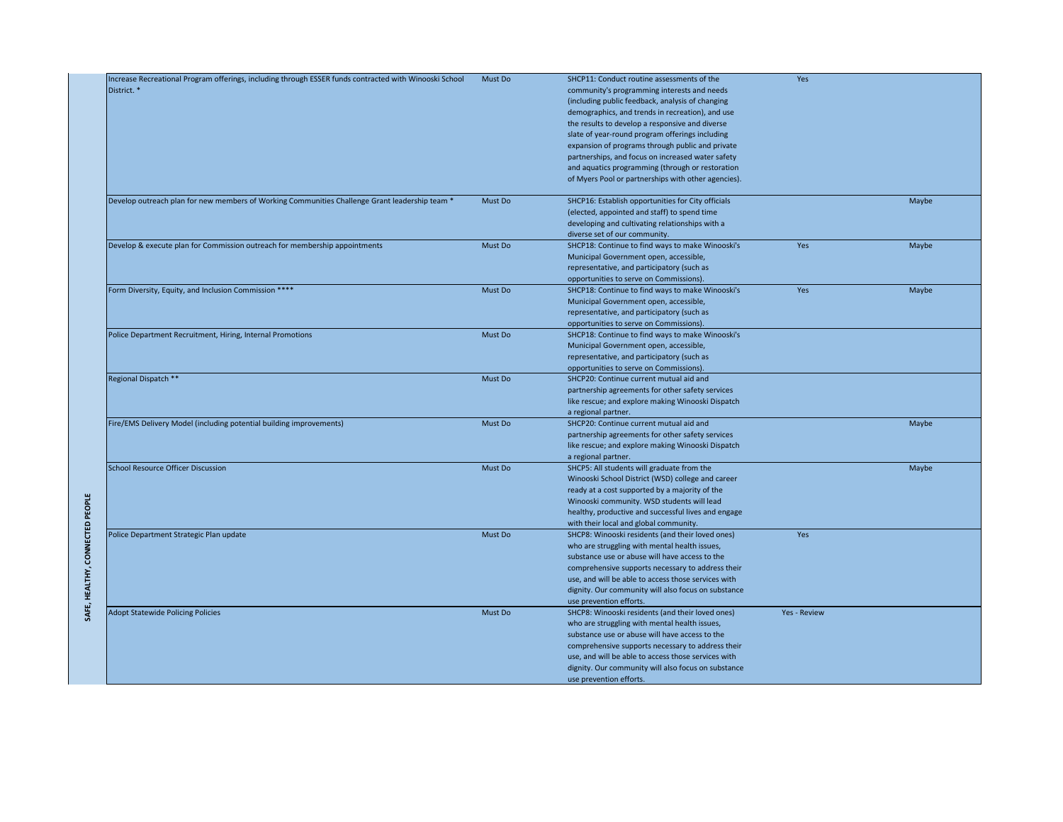| SAFE, HEALTHY, CONNECTED PEOPLE | | | | | |
|---|---|---|---|---|---|
| | Increase Recreational Program offerings, including through ESSER funds contracted with Winooski School District. * | Must Do | SHCP11: Conduct routine assessments of the community's programming interests and needs (including public feedback, analysis of changing demographics, and trends in recreation), and use the results to develop a responsive and diverse slate of year-round program offerings including expansion of programs through public and private partnerships, and focus on increased water safety and aquatics programming (through or restoration of Myers Pool or partnerships with other agencies). | Yes | |
| | Develop outreach plan for new members of Working Communities Challenge Grant leadership team * | Must Do | SHCP16: Establish opportunities for City officials (elected, appointed and staff) to spend time developing and cultivating relationships with a diverse set of our community. | | Maybe |
| | Develop & execute plan for Commission outreach for membership appointments | Must Do | SHCP18: Continue to find ways to make Winooski's Municipal Government open, accessible, representative, and participatory (such as opportunities to serve on Commissions). | Yes | Maybe |
| | Form Diversity, Equity, and Inclusion Commission **** | Must Do | SHCP18: Continue to find ways to make Winooski's Municipal Government open, accessible, representative, and participatory (such as opportunities to serve on Commissions). | Yes | Maybe |
| | Police Department Recruitment, Hiring, Internal Promotions | Must Do | SHCP18: Continue to find ways to make Winooski's Municipal Government open, accessible, representative, and participatory (such as opportunities to serve on Commissions). | | |
| | Regional Dispatch ** | Must Do | SHCP20: Continue current mutual aid and partnership agreements for other safety services like rescue; and explore making Winooski Dispatch a regional partner. | | |
| | Fire/EMS Delivery Model (including potential building improvements) | Must Do | SHCP20: Continue current mutual aid and partnership agreements for other safety services like rescue; and explore making Winooski Dispatch a regional partner. | | Maybe |
| | School Resource Officer Discussion | Must Do | SHCP5: All students will graduate from the Winooski School District (WSD) college and career ready at a cost supported by a majority of the Winooski community. WSD students will lead healthy, productive and successful lives and engage with their local and global community. | | Maybe |
| | Police Department Strategic Plan update | Must Do | SHCP8: Winooski residents (and their loved ones) who are struggling with mental health issues, substance use or abuse will have access to the comprehensive supports necessary to address their use, and will be able to access those services with dignity. Our community will also focus on substance use prevention efforts. | Yes | |
| | Adopt Statewide Policing Policies | Must Do | SHCP8: Winooski residents (and their loved ones) who are struggling with mental health issues, substance use or abuse will have access to the comprehensive supports necessary to address their use, and will be able to access those services with dignity. Our community will also focus on substance use prevention efforts. | Yes - Review | |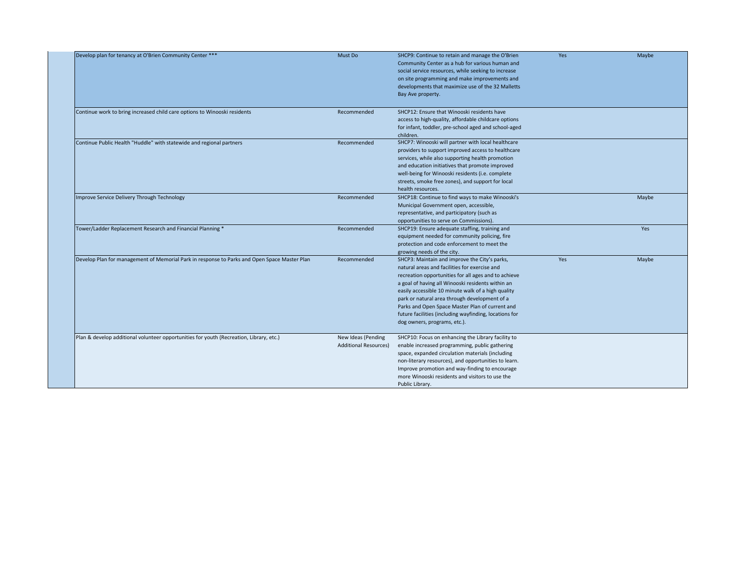| | | | | |
|---|---|---|---|---|
| Develop plan for tenancy at O'Brien Community Center *** | Must Do | SHCP9: Continue to retain and manage the O'Brien Community Center as a hub for various human and social service resources, while seeking to increase on site programming and make improvements and developments that maximize use of the 32 Malletts Bay Ave property. | Yes | Maybe |
| Continue work to bring increased child care options to Winooski residents | Recommended | SHCP12: Ensure that Winooski residents have access to high-quality, affordable childcare options for infant, toddler, pre-school aged and school-aged children. | | |
| Continue Public Health "Huddle" with statewide and regional partners | Recommended | SHCP7: Winooski will partner with local healthcare providers to support improved access to healthcare services, while also supporting health promotion and education initiatives that promote improved well-being for Winooski residents (i.e. complete streets, smoke free zones), and support for local health resources. | | |
| Improve Service Delivery Through Technology | Recommended | SHCP18: Continue to find ways to make Winooski's Municipal Government open, accessible, representative, and participatory (such as opportunities to serve on Commissions). | | Maybe |
| Tower/Ladder Replacement Research and Financial Planning * | Recommended | SHCP19: Ensure adequate staffing, training and equipment needed for community policing, fire protection and code enforcement to meet the growing needs of the city. | | Yes |
| Develop Plan for management of Memorial Park in response to Parks and Open Space Master Plan | Recommended | SHCP3: Maintain and improve the City's parks, natural areas and facilities for exercise and recreation opportunities for all ages and to achieve a goal of having all Winooski residents within an easily accessible 10 minute walk of a high quality park or natural area through development of a Parks and Open Space Master Plan of current and future facilities (including wayfinding, locations for dog owners, programs, etc.). | Yes | Maybe |
| Plan & develop additional volunteer opportunities for youth (Recreation, Library, etc.) | New Ideas (Pending Additional Resources) | SHCP10: Focus on enhancing the Library facility to enable increased programming, public gathering space, expanded circulation materials (including non-literary resources), and opportunities to learn. Improve promotion and way-finding to encourage more Winooski residents and visitors to use the Public Library. | | |